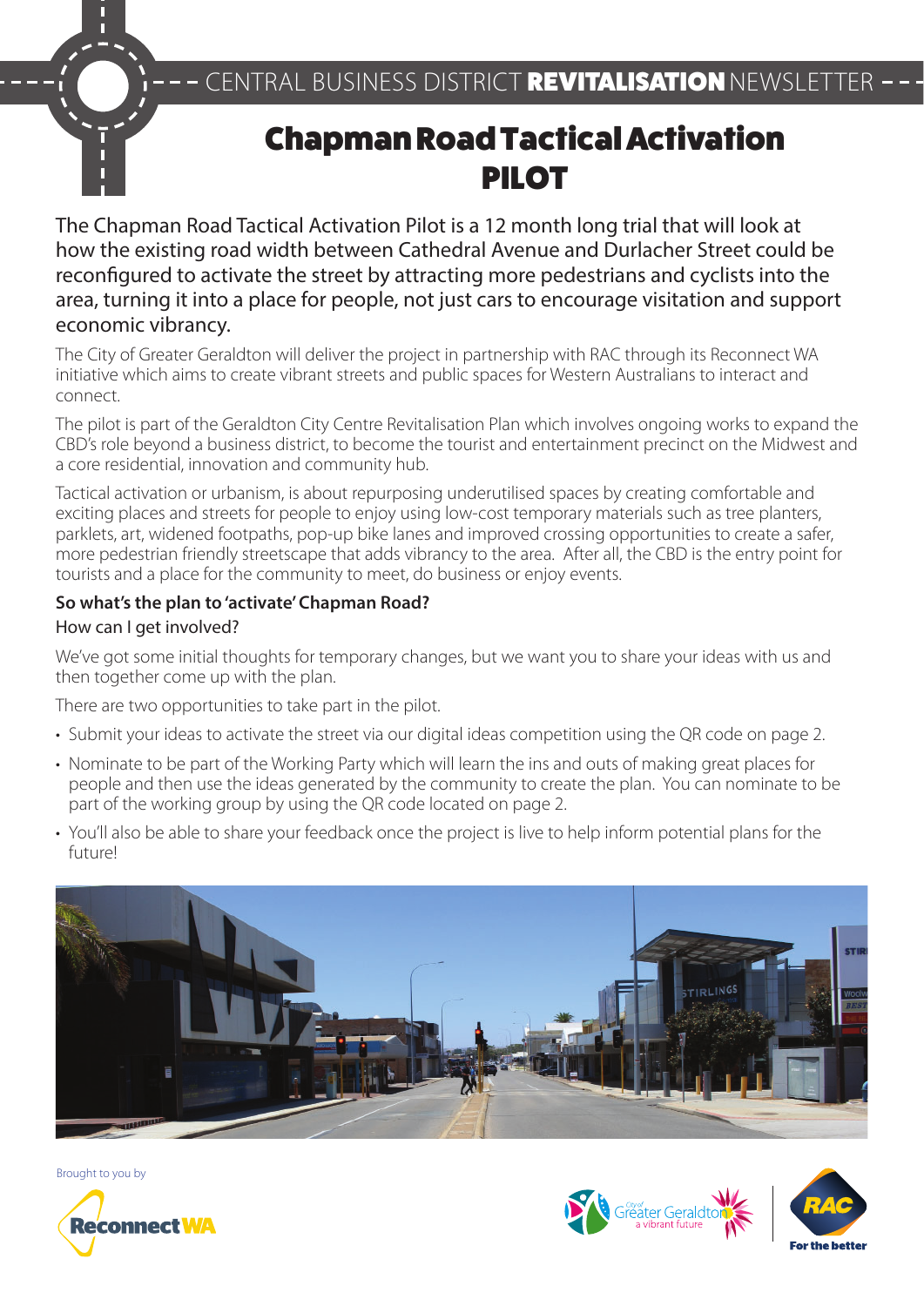CENTRAL BUSINESS DISTRICT **REVITALISATION** NEWSLETTER

# Chapman Road Tactical Activation PILOT

The Chapman Road Tactical Activation Pilot is a 12 month long trial that will look at how the existing road width between Cathedral Avenue and Durlacher Street could be reconfigured to activate the street by attracting more pedestrians and cyclists into the area, turning it into a place for people, not just cars to encourage visitation and support economic vibrancy.

The City of Greater Geraldton will deliver the project in partnership with RAC through its Reconnect WA initiative which aims to create vibrant streets and public spaces for Western Australians to interact and connect.

The pilot is part of the Geraldton City Centre Revitalisation Plan which involves ongoing works to expand the CBD's role beyond a business district, to become the tourist and entertainment precinct on the Midwest and a core residential, innovation and community hub.

Tactical activation or urbanism, is about repurposing underutilised spaces by creating comfortable and exciting places and streets for people to enjoy using low-cost temporary materials such as tree planters, parklets, art, widened footpaths, pop-up bike lanes and improved crossing opportunities to create a safer, more pedestrian friendly streetscape that adds vibrancy to the area. After all, the CBD is the entry point for tourists and a place for the community to meet, do business or enjoy events.

**So what's the plan to 'activate' Chapman Road?**

How can I get involved?

We've got some initial thoughts for temporary changes, but we want you to share your ideas with us and then together come up with the plan.

There are two opportunities to take part in the pilot.

- Submit your ideas to activate the street via our digital ideas competition using the QR code on page 2.
- Nominate to be part of the Working Party which will learn the ins and outs of making great places for people and then use the ideas generated by the community to create the plan. You can nominate to be part of the working group by using the QR code located on page 2.
- You'll also be able to share your feedback once the project is live to help inform potential plans for the future!

Brought to you by

Reconnect WA

City of Greater Geraldton a vibrant future

RAC For the better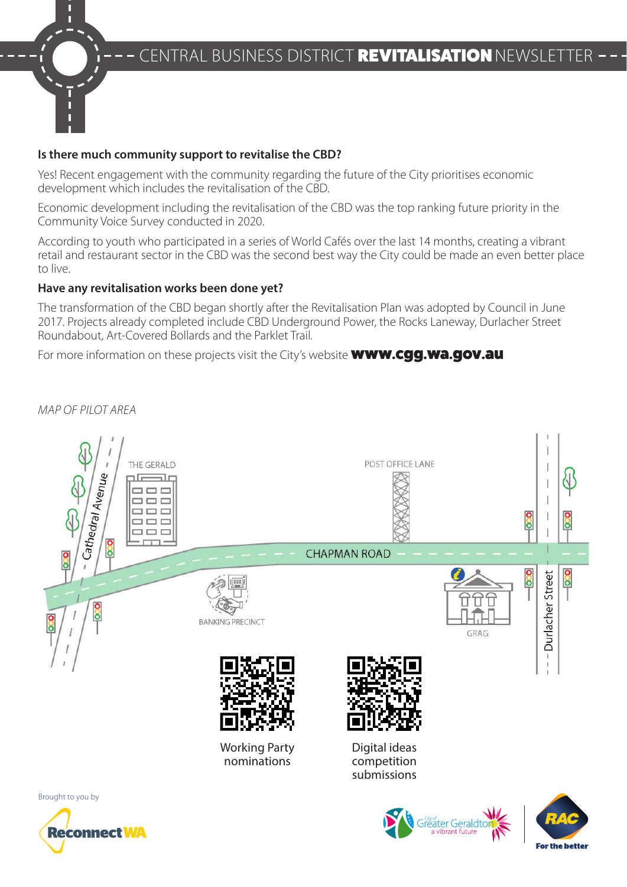## Is there much community support to revitalise the CBD?

Yes! Recent engagement with the community regarding the future of the City prioritises economic development which includes the revitalisation of the CBD.

Economic development including the revitalisation of the CBD was the top ranking future priority in the Community Voice Survey conducted in 2020.

According to youth who participated in a series of World Cafés over the last 14 months, creating a vibrant retail and restaurant sector in the CBD was the second best way the City could be made an even better place to live.

## Have any revitalisation works been done yet?

The transformation of the CBD began shortly after the Revitalisation Plan was adopted by Council in June 2017. Projects already completed include CBD Underground Power, the Rocks Laneway, Durlacher Street Roundabout, Art-Covered Bollards and the Parklet Trail.

For more information on these projects visit the City's website **www.cgg.wa.gov.au**

*MAP OF PILOT AREA*

Cathedral Avenue
THE GERALD
POST OFFICE LANE
CHAPMAN ROAD
BANKING PRECINCT
GRAG
Durlacher Street

Working Party nominations

Digital ideas competition submissions

Brought to you by

ReconnectWA

City of Greater Geraldton a vibrant future

RAC For the better